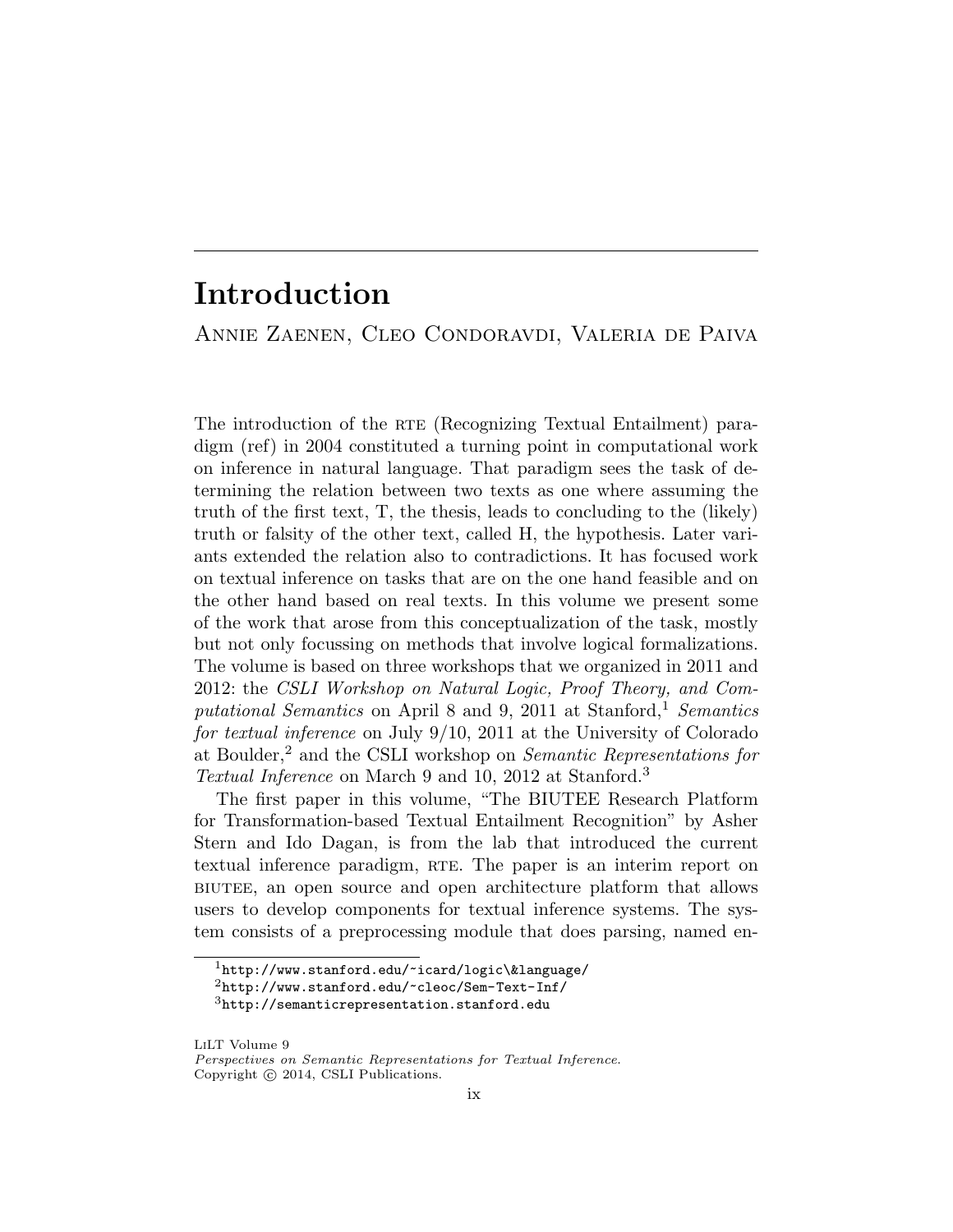# Introduction

Annie Zaenen, Cleo Condoravdi, Valeria de Paiva

The introduction of the RTE (Recognizing Textual Entailment) paradigm (ref) in 2004 constituted a turning point in computational work on inference in natural language. That paradigm sees the task of determining the relation between two texts as one where assuming the truth of the first text, T, the thesis, leads to concluding to the (likely) truth or falsity of the other text, called H, the hypothesis. Later variants extended the relation also to contradictions. It has focused work on textual inference on tasks that are on the one hand feasible and on the other hand based on real texts. In this volume we present some of the work that arose from this conceptualization of the task, mostly but not only focussing on methods that involve logical formalizations. The volume is based on three workshops that we organized in 2011 and 2012: the *CSLI Workshop on Natural Logic, Proof Theory, and Computational Semantics* on April 8 and 9, 2011 at Stanford,[1] *Semantics for textual inference* on July 9/10, 2011 at the University of Colorado at Boulder,[2] and the CSLI workshop on *Semantic Representations for Textual Inference* on March 9 and 10, 2012 at Stanford.[3]

The first paper in this volume, "The BIUTEE Research Platform for Transformation-based Textual Entailment Recognition" by Asher Stern and Ido Dagan, is from the lab that introduced the current textual inference paradigm, RTE. The paper is an interim report on BIUTEE, an open source and open architecture platform that allows users to develop components for textual inference systems. The system consists of a preprocessing module that does parsing, named en-

[1] http://www.stanford.edu/~icard/logic\&language/

[2] http://www.stanford.edu/~cleoc/Sem-Text-Inf/

[3] http://semanticrepresentation.stanford.edu

LiLT Volume 9
*Perspectives on Semantic Representations for Textual Inference.*
Copyright © 2014, CSLI Publications.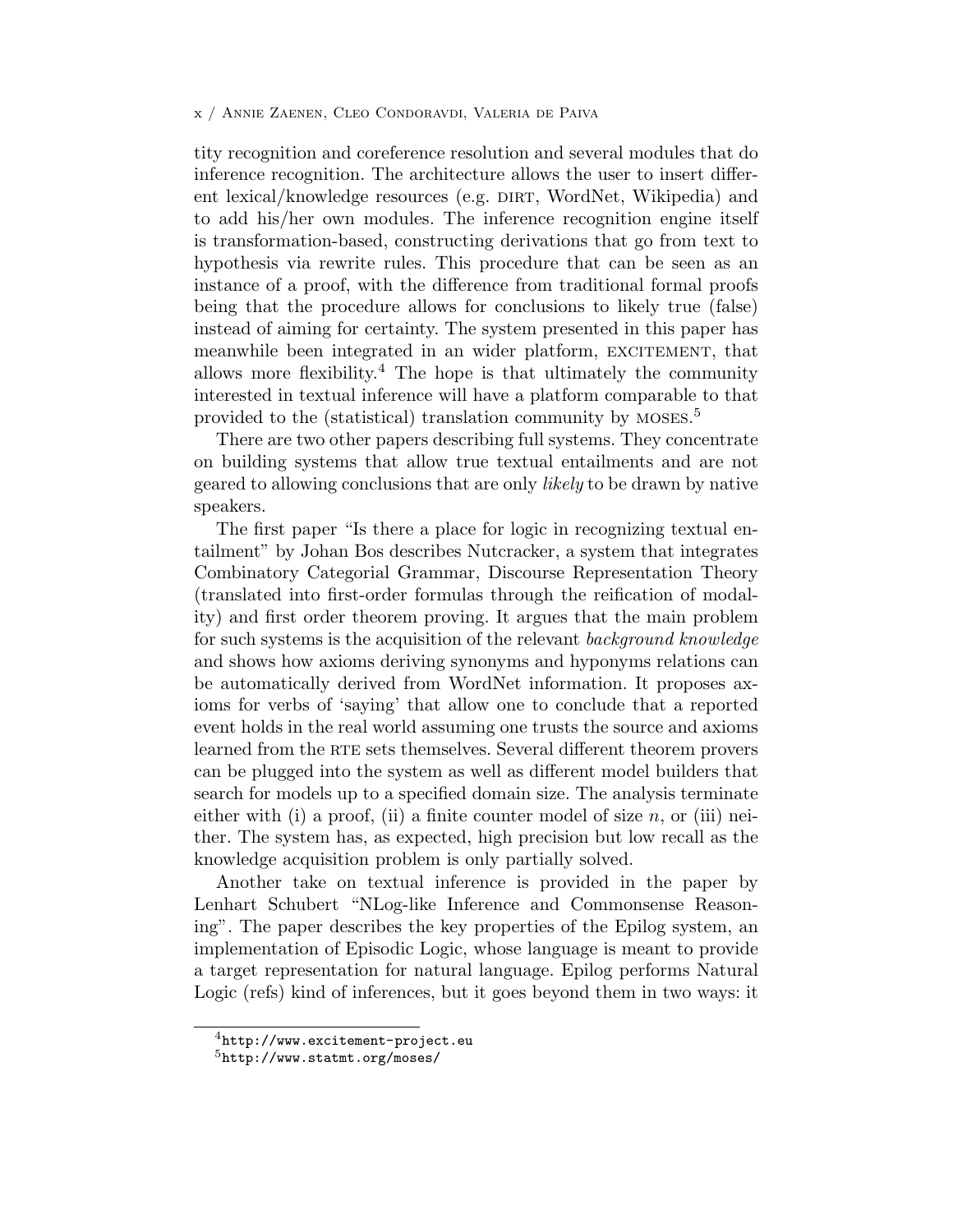tity recognition and coreference resolution and several modules that do inference recognition. The architecture allows the user to insert different lexical/knowledge resources (e.g. DIRT, WordNet, Wikipedia) and to add his/her own modules. The inference recognition engine itself is transformation-based, constructing derivations that go from text to hypothesis via rewrite rules. This procedure that can be seen as an instance of a proof, with the difference from traditional formal proofs being that the procedure allows for conclusions to likely true (false) instead of aiming for certainty. The system presented in this paper has meanwhile been integrated in an wider platform, EXCITEMENT, that allows more flexibility.[4] The hope is that ultimately the community interested in textual inference will have a platform comparable to that provided to the (statistical) translation community by MOSES.[5]

There are two other papers describing full systems. They concentrate on building systems that allow true textual entailments and are not geared to allowing conclusions that are only *likely* to be drawn by native speakers.

The first paper "Is there a place for logic in recognizing textual entailment" by Johan Bos describes Nutcracker, a system that integrates Combinatory Categorial Grammar, Discourse Representation Theory (translated into first-order formulas through the reification of modality) and first order theorem proving. It argues that the main problem for such systems is the acquisition of the relevant *background knowledge* and shows how axioms deriving synonyms and hyponyms relations can be automatically derived from WordNet information. It proposes axioms for verbs of 'saying' that allow one to conclude that a reported event holds in the real world assuming one trusts the source and axioms learned from the RTE sets themselves. Several different theorem provers can be plugged into the system as well as different model builders that search for models up to a specified domain size. The analysis terminate either with (i) a proof, (ii) a finite counter model of size $n$, or (iii) neither. The system has, as expected, high precision but low recall as the knowledge acquisition problem is only partially solved.

Another take on textual inference is provided in the paper by Lenhart Schubert "NLog-like Inference and Commonsense Reasoning". The paper describes the key properties of the Epilog system, an implementation of Episodic Logic, whose language is meant to provide a target representation for natural language. Epilog performs Natural Logic (refs) kind of inferences, but it goes beyond them in two ways: it

[4] `http://www.excitement-project.eu`

[5] `http://www.statmt.org/moses/`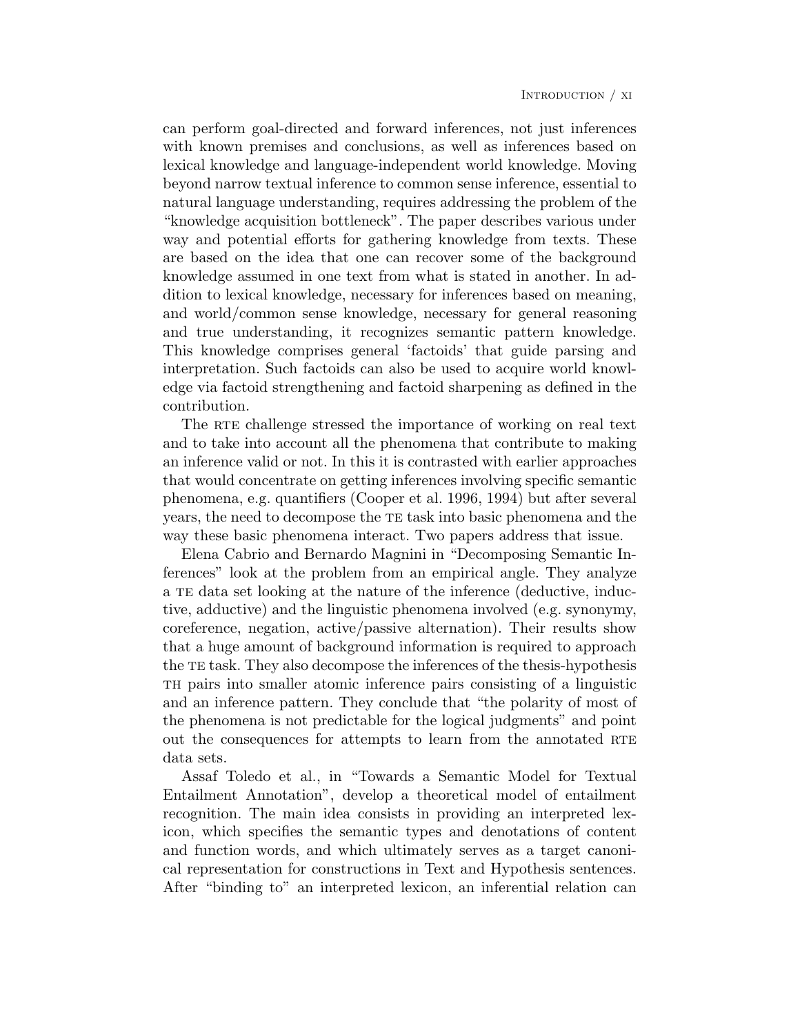can perform goal-directed and forward inferences, not just inferences with known premises and conclusions, as well as inferences based on lexical knowledge and language-independent world knowledge. Moving beyond narrow textual inference to common sense inference, essential to natural language understanding, requires addressing the problem of the "knowledge acquisition bottleneck". The paper describes various under way and potential efforts for gathering knowledge from texts. These are based on the idea that one can recover some of the background knowledge assumed in one text from what is stated in another. In addition to lexical knowledge, necessary for inferences based on meaning, and world/common sense knowledge, necessary for general reasoning and true understanding, it recognizes semantic pattern knowledge. This knowledge comprises general 'factoids' that guide parsing and interpretation. Such factoids can also be used to acquire world knowledge via factoid strengthening and factoid sharpening as defined in the contribution.

The RTE challenge stressed the importance of working on real text and to take into account all the phenomena that contribute to making an inference valid or not. In this it is contrasted with earlier approaches that would concentrate on getting inferences involving specific semantic phenomena, e.g. quantifiers (Cooper et al. 1996, 1994) but after several years, the need to decompose the TE task into basic phenomena and the way these basic phenomena interact. Two papers address that issue.

Elena Cabrio and Bernardo Magnini in "Decomposing Semantic Inferences" look at the problem from an empirical angle. They analyze a TE data set looking at the nature of the inference (deductive, inductive, adductive) and the linguistic phenomena involved (e.g. synonymy, coreference, negation, active/passive alternation). Their results show that a huge amount of background information is required to approach the TE task. They also decompose the inferences of the thesis-hypothesis TH pairs into smaller atomic inference pairs consisting of a linguistic and an inference pattern. They conclude that "the polarity of most of the phenomena is not predictable for the logical judgments" and point out the consequences for attempts to learn from the annotated RTE data sets.

Assaf Toledo et al., in "Towards a Semantic Model for Textual Entailment Annotation", develop a theoretical model of entailment recognition. The main idea consists in providing an interpreted lexicon, which specifies the semantic types and denotations of content and function words, and which ultimately serves as a target canonical representation for constructions in Text and Hypothesis sentences. After "binding to" an interpreted lexicon, an inferential relation can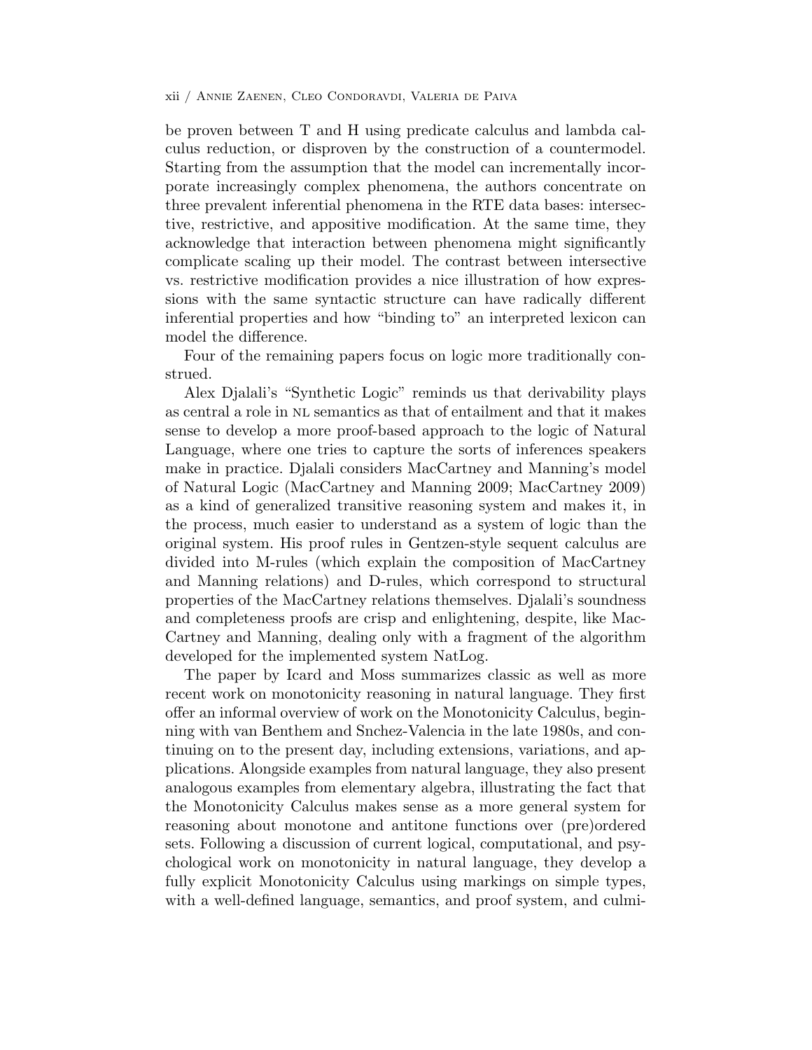be proven between T and H using predicate calculus and lambda calculus reduction, or disproven by the construction of a countermodel. Starting from the assumption that the model can incrementally incorporate increasingly complex phenomena, the authors concentrate on three prevalent inferential phenomena in the RTE data bases: intersective, restrictive, and appositive modification. At the same time, they acknowledge that interaction between phenomena might significantly complicate scaling up their model. The contrast between intersective vs. restrictive modification provides a nice illustration of how expressions with the same syntactic structure can have radically different inferential properties and how "binding to" an interpreted lexicon can model the difference.

Four of the remaining papers focus on logic more traditionally construed.

Alex Djalali's "Synthetic Logic" reminds us that derivability plays as central a role in NL semantics as that of entailment and that it makes sense to develop a more proof-based approach to the logic of Natural Language, where one tries to capture the sorts of inferences speakers make in practice. Djalali considers MacCartney and Manning's model of Natural Logic (MacCartney and Manning 2009; MacCartney 2009) as a kind of generalized transitive reasoning system and makes it, in the process, much easier to understand as a system of logic than the original system. His proof rules in Gentzen-style sequent calculus are divided into M-rules (which explain the composition of MacCartney and Manning relations) and D-rules, which correspond to structural properties of the MacCartney relations themselves. Djalali's soundness and completeness proofs are crisp and enlightening, despite, like MacCartney and Manning, dealing only with a fragment of the algorithm developed for the implemented system NatLog.

The paper by Icard and Moss summarizes classic as well as more recent work on monotonicity reasoning in natural language. They first offer an informal overview of work on the Monotonicity Calculus, beginning with van Benthem and Snchez-Valencia in the late 1980s, and continuing on to the present day, including extensions, variations, and applications. Alongside examples from natural language, they also present analogous examples from elementary algebra, illustrating the fact that the Monotonicity Calculus makes sense as a more general system for reasoning about monotone and antitone functions over (pre)ordered sets. Following a discussion of current logical, computational, and psychological work on monotonicity in natural language, they develop a fully explicit Monotonicity Calculus using markings on simple types, with a well-defined language, semantics, and proof system, and culmi-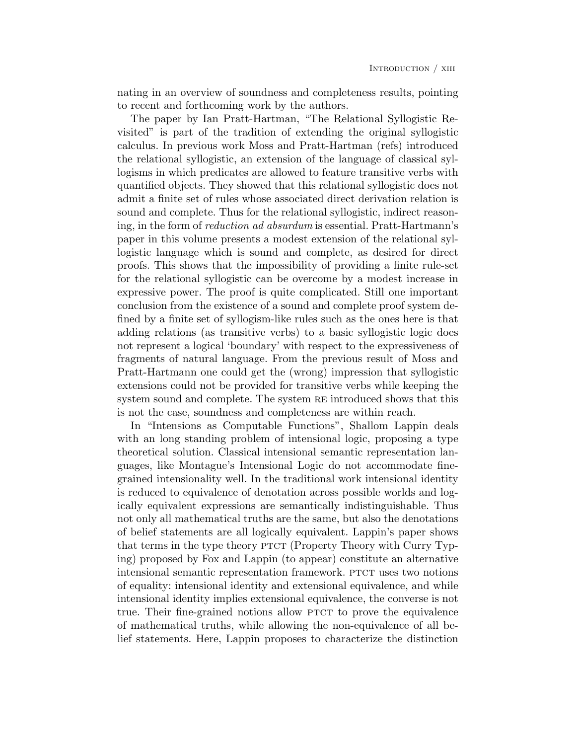nating in an overview of soundness and completeness results, pointing to recent and forthcoming work by the authors.

The paper by Ian Pratt-Hartman, "The Relational Syllogistic Revisited" is part of the tradition of extending the original syllogistic calculus. In previous work Moss and Pratt-Hartman (refs) introduced the relational syllogistic, an extension of the language of classical syllogisms in which predicates are allowed to feature transitive verbs with quantified objects. They showed that this relational syllogistic does not admit a finite set of rules whose associated direct derivation relation is sound and complete. Thus for the relational syllogistic, indirect reasoning, in the form of *reduction ad absurdum* is essential. Pratt-Hartmann's paper in this volume presents a modest extension of the relational syllogistic language which is sound and complete, as desired for direct proofs. This shows that the impossibility of providing a finite rule-set for the relational syllogistic can be overcome by a modest increase in expressive power. The proof is quite complicated. Still one important conclusion from the existence of a sound and complete proof system defined by a finite set of syllogism-like rules such as the ones here is that adding relations (as transitive verbs) to a basic syllogistic logic does not represent a logical 'boundary' with respect to the expressiveness of fragments of natural language. From the previous result of Moss and Pratt-Hartmann one could get the (wrong) impression that syllogistic extensions could not be provided for transitive verbs while keeping the system sound and complete. The system RE introduced shows that this is not the case, soundness and completeness are within reach.

In "Intensions as Computable Functions", Shallom Lappin deals with an long standing problem of intensional logic, proposing a type theoretical solution. Classical intensional semantic representation languages, like Montague's Intensional Logic do not accommodate fine-grained intensionality well. In the traditional work intensional identity is reduced to equivalence of denotation across possible worlds and logically equivalent expressions are semantically indistinguishable. Thus not only all mathematical truths are the same, but also the denotations of belief statements are all logically equivalent. Lappin's paper shows that terms in the type theory PTCT (Property Theory with Curry Typing) proposed by Fox and Lappin (to appear) constitute an alternative intensional semantic representation framework. PTCT uses two notions of equality: intensional identity and extensional equivalence, and while intensional identity implies extensional equivalence, the converse is not true. Their fine-grained notions allow PTCT to prove the equivalence of mathematical truths, while allowing the non-equivalence of all belief statements. Here, Lappin proposes to characterize the distinction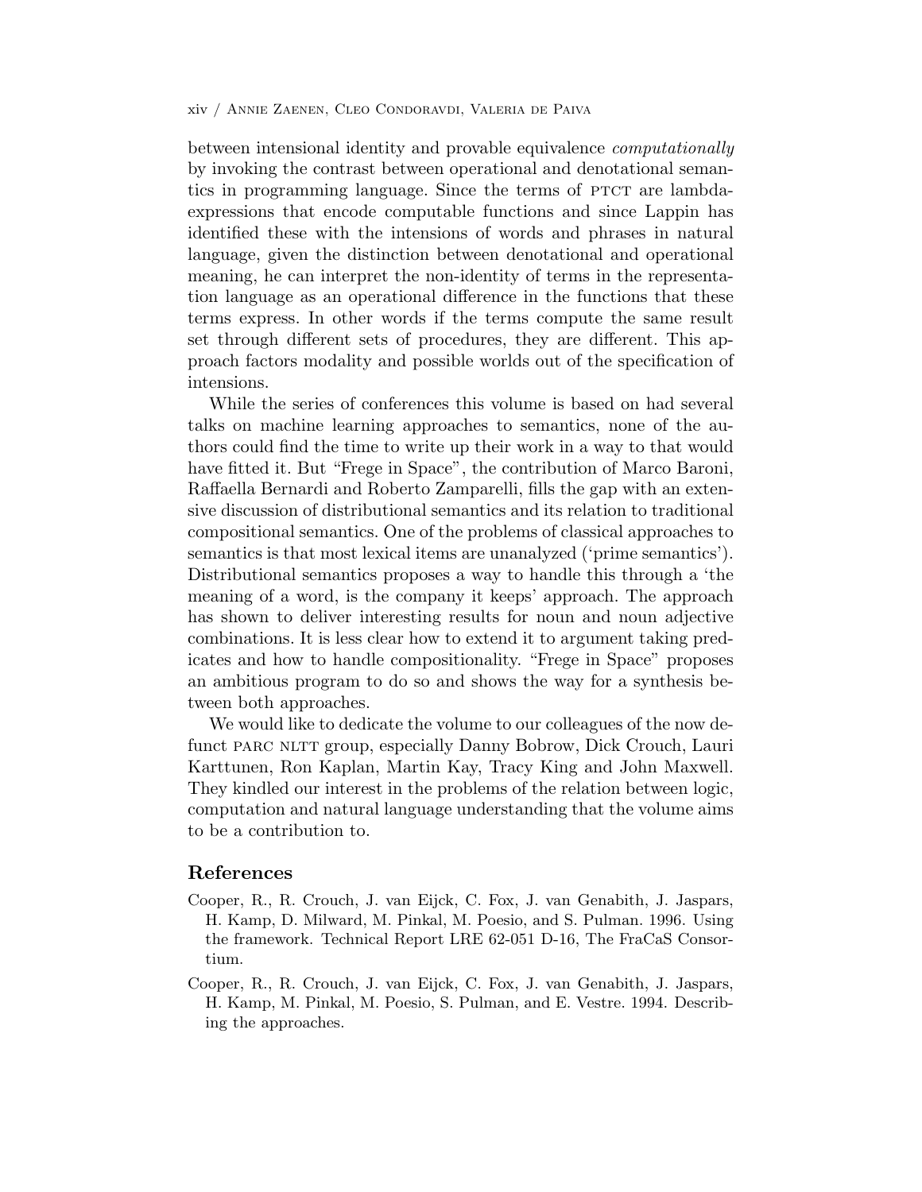between intensional identity and provable equivalence *computationally* by invoking the contrast between operational and denotational semantics in programming language. Since the terms of PTCT are lambda-expressions that encode computable functions and since Lappin has identified these with the intensions of words and phrases in natural language, given the distinction between denotational and operational meaning, he can interpret the non-identity of terms in the representation language as an operational difference in the functions that these terms express. In other words if the terms compute the same result set through different sets of procedures, they are different. This approach factors modality and possible worlds out of the specification of intensions.

While the series of conferences this volume is based on had several talks on machine learning approaches to semantics, none of the authors could find the time to write up their work in a way to that would have fitted it. But "Frege in Space", the contribution of Marco Baroni, Raffaella Bernardi and Roberto Zamparelli, fills the gap with an extensive discussion of distributional semantics and its relation to traditional compositional semantics. One of the problems of classical approaches to semantics is that most lexical items are unanalyzed ('prime semantics'). Distributional semantics proposes a way to handle this through a 'the meaning of a word, is the company it keeps' approach. The approach has shown to deliver interesting results for noun and noun adjective combinations. It is less clear how to extend it to argument taking predicates and how to handle compositionality. "Frege in Space" proposes an ambitious program to do so and shows the way for a synthesis between both approaches.

We would like to dedicate the volume to our colleagues of the now defunct PARC NLTT group, especially Danny Bobrow, Dick Crouch, Lauri Karttunen, Ron Kaplan, Martin Kay, Tracy King and John Maxwell. They kindled our interest in the problems of the relation between logic, computation and natural language understanding that the volume aims to be a contribution to.

## References

Cooper, R., R. Crouch, J. van Eijck, C. Fox, J. van Genabith, J. Jaspars, H. Kamp, D. Milward, M. Pinkal, M. Poesio, and S. Pulman. 1996. Using the framework. Technical Report LRE 62-051 D-16, The FraCaS Consortium.

Cooper, R., R. Crouch, J. van Eijck, C. Fox, J. van Genabith, J. Jaspars, H. Kamp, M. Pinkal, M. Poesio, S. Pulman, and E. Vestre. 1994. Describing the approaches.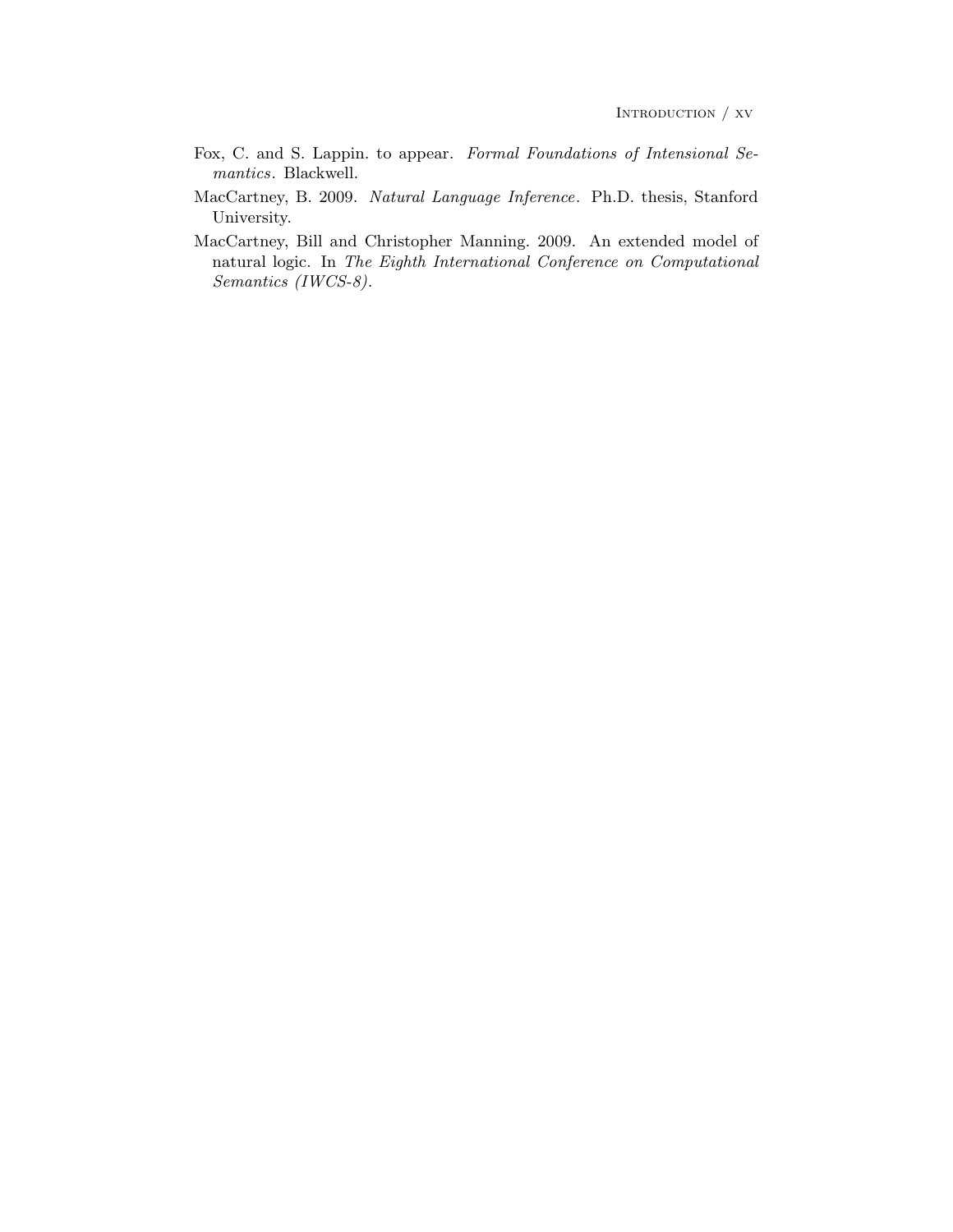Fox, C. and S. Lappin. to appear. *Formal Foundations of Intensional Semantics*. Blackwell.

MacCartney, B. 2009. *Natural Language Inference*. Ph.D. thesis, Stanford University.

MacCartney, Bill and Christopher Manning. 2009. An extended model of natural logic. In *The Eighth International Conference on Computational Semantics (IWCS-8)*.